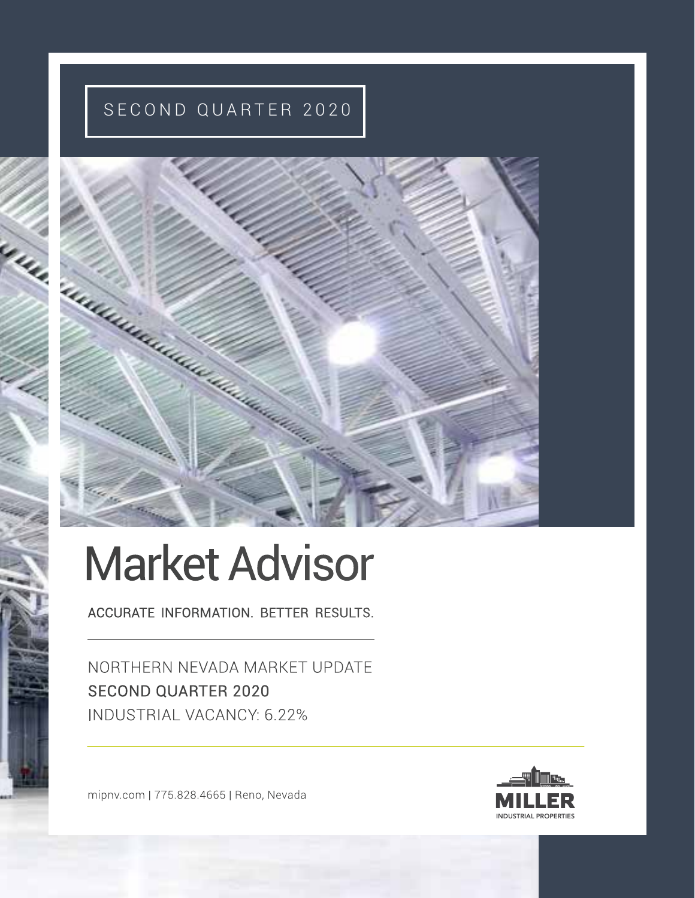SECOND QUARTER 2020

# Market Advisor

ACCURATE INFORMATION. BETTER RESULTS.

NORTHERN NEVADA MARKET UPDATE

SECOND QUARTER 2020

INDUSTRIAL VACANCY: 6.22%

mipnv.com | 775.828.4665 | Reno, Nevada

MILLER INDUSTRIAL PROPERTIES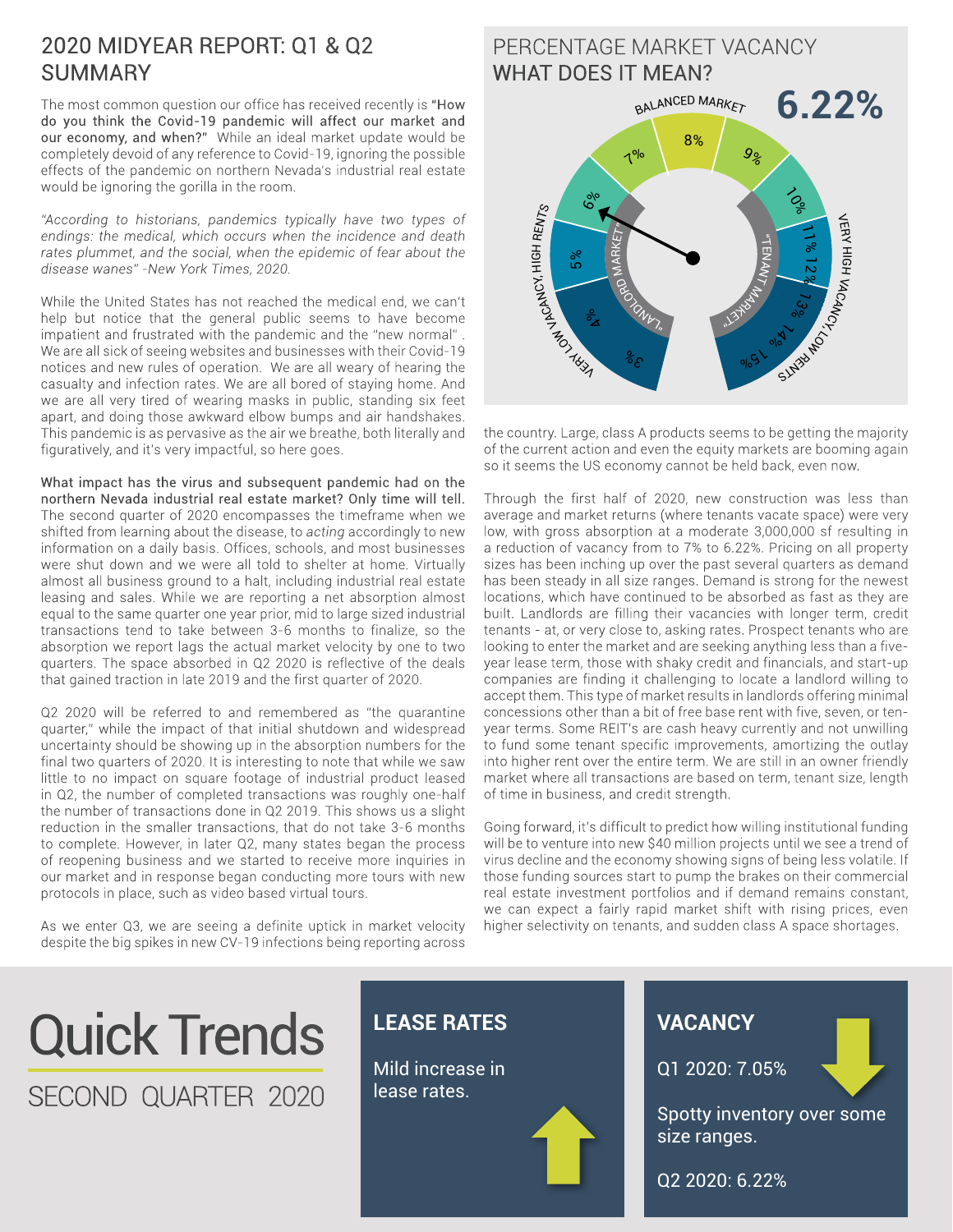## 2020 MIDYEAR REPORT: Q1 & Q2 SUMMARY

The most common question our office has received recently is **"How do you think the Covid-19 pandemic will affect our market and our economy, and when?"** While an ideal market update would be completely devoid of any reference to Covid-19, ignoring the possible effects of the pandemic on northern Nevada's industrial real estate would be ignoring the gorilla in the room.

*"According to historians, pandemics typically have two types of endings: the medical, which occurs when the incidence and death rates plummet, and the social, when the epidemic of fear about the disease wanes" -New York Times, 2020.*

While the United States has not reached the medical end, we can't help but notice that the general public seems to have become impatient and frustrated with the pandemic and the "new normal" . We are all sick of seeing websites and businesses with their Covid-19 notices and new rules of operation. We are all weary of hearing the casualty and infection rates. We are all bored of staying home. And we are all very tired of wearing masks in public, standing six feet apart, and doing those awkward elbow bumps and air handshakes. This pandemic is as pervasive as the air we breathe, both literally and figuratively, and it's very impactful, so here goes.

**What impact has the virus and subsequent pandemic had on the northern Nevada industrial real estate market? Only time will tell.** The second quarter of 2020 encompasses the timeframe when we shifted from learning about the disease, to *acting* accordingly to new information on a daily basis. Offices, schools, and most businesses were shut down and we were all told to shelter at home. Virtually almost all business ground to a halt, including industrial real estate leasing and sales. While we are reporting a net absorption almost equal to the same quarter one year prior, mid to large sized industrial transactions tend to take between 3-6 months to finalize, so the absorption we report lags the actual market velocity by one to two quarters. The space absorbed in Q2 2020 is reflective of the deals that gained traction in late 2019 and the first quarter of 2020.

Q2 2020 will be referred to and remembered as "the quarantine quarter," while the impact of that initial shutdown and widespread uncertainty should be showing up in the absorption numbers for the final two quarters of 2020. It is interesting to note that while we saw little to no impact on square footage of industrial product leased in Q2, the number of completed transactions was roughly one-half the number of transactions done in Q2 2019. This shows us a slight reduction in the smaller transactions, that do not take 3-6 months to complete. However, in later Q2, many states began the process of reopening business and we started to receive more inquiries in our market and in response began conducting more tours with new protocols in place, such as video based virtual tours.

As we enter Q3, we are seeing a definite uptick in market velocity despite the big spikes in new CV-19 infections being reporting across the country. Large, class A products seems to be getting the majority of the current action and even the equity markets are booming again so it seems the US economy cannot be held back, even now.

## PERCENTAGE MARKET VACANCY
## WHAT DOES IT MEAN?

**6.22%**

BALANCED MARKET: 7% – 8% – 9%

"LANDLORD MARKET" — VERY LOW VACANCY, HIGH RENTS: 3% – 4% – 5% – 6%

"TENANT MARKET" — VERY HIGH VACANCY, LOW RENTS: 10% – 11% – 12% – 13% – 14% – 15%

Through the first half of 2020, new construction was less than average and market returns (where tenants vacate space) were very low, with gross absorption at a moderate 3,000,000 sf resulting in a reduction of vacancy from to 7% to 6.22%. Pricing on all property sizes has been inching up over the past several quarters as demand has been steady in all size ranges. Demand is strong for the newest locations, which have continued to be absorbed as fast as they are built. Landlords are filling their vacancies with longer term, credit tenants - at, or very close to, asking rates. Prospect tenants who are looking to enter the market and are seeking anything less than a five-year lease term, those with shaky credit and financials, and start-up companies are finding it challenging to locate a landlord willing to accept them. This type of market results in landlords offering minimal concessions other than a bit of free base rent with five, seven, or ten-year terms. Some REIT's are cash heavy currently and not unwilling to fund some tenant specific improvements, amortizing the outlay into higher rent over the entire term. We are still in an owner friendly market where all transactions are based on term, tenant size, length of time in business, and credit strength.

Going forward, it's difficult to predict how willing institutional funding will be to venture into new $40 million projects until we see a trend of virus decline and the economy showing signs of being less volatile. If those funding sources start to pump the brakes on their commercial real estate investment portfolios and if demand remains constant, we can expect a fairly rapid market shift with rising prices, even higher selectivity on tenants, and sudden class A space shortages.

# Quick Trends

SECOND QUARTER 2020

### LEASE RATES

Mild increase in lease rates.

### VACANCY

Q1 2020: 7.05%

Spotty inventory over some size ranges.

Q2 2020: 6.22%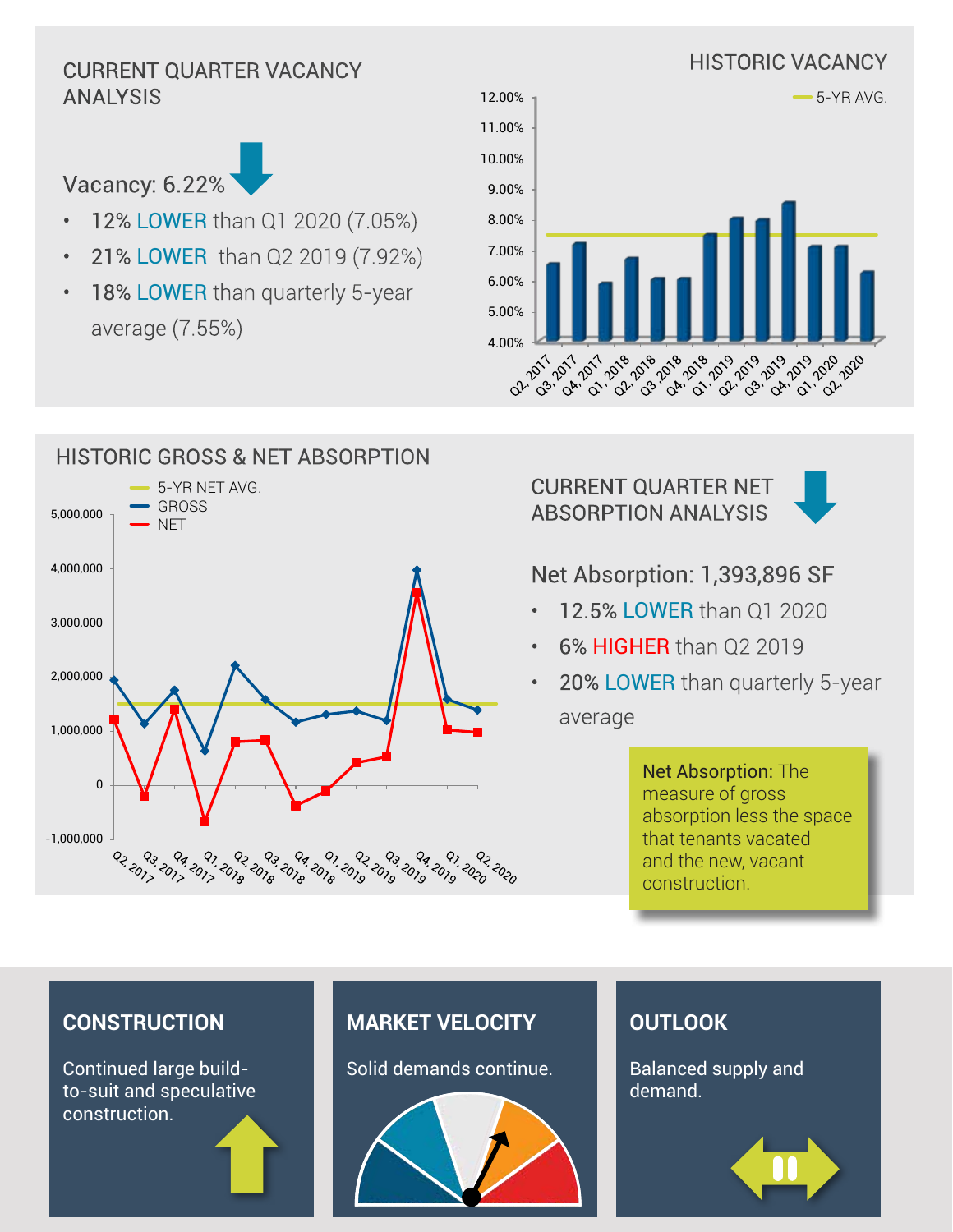## CURRENT QUARTER VACANCY ANALYSIS

Vacancy: 6.22%

- 12% LOWER than Q1 2020 (7.05%)
- 21% LOWER than Q2 2019 (7.92%)
- 18% LOWER than quarterly 5-year average (7.55%)

## HISTORIC VACANCY

## HISTORIC GROSS & NET ABSORPTION

## CURRENT QUARTER NET ABSORPTION ANALYSIS

Net Absorption: 1,393,896 SF

- 12.5% LOWER than Q1 2020
- 6% HIGHER than Q2 2019
- 20% LOWER than quarterly 5-year average

**Net Absorption:** The measure of gross absorption less the space that tenants vacated and the new, vacant construction.

## CONSTRUCTION

Continued large build-to-suit and speculative construction.

## MARKET VELOCITY

Solid demands continue.

## OUTLOOK

Balanced supply and demand.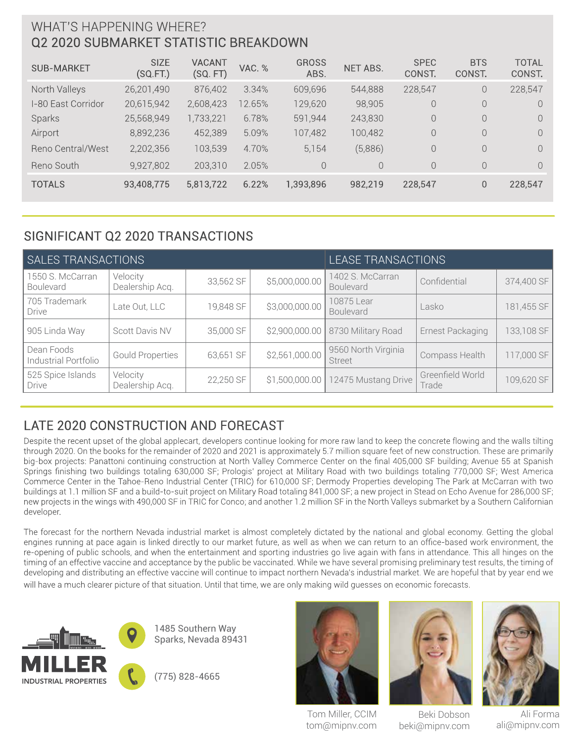## WHAT'S HAPPENING WHERE?
## Q2 2020 SUBMARKET STATISTIC BREAKDOWN

| SUB-MARKET | SIZE (SQ.FT.) | VACANT (SQ. FT) | VAC. % | GROSS ABS. | NET ABS. | SPEC CONST. | BTS CONST. | TOTAL CONST. |
|---|---|---|---|---|---|---|---|---|
| North Valleys | 26,201,490 | 876,402 | 3.34% | 609,696 | 544,888 | 228,547 | 0 | 228,547 |
| I-80 East Corridor | 20,615,942 | 2,608,423 | 12.65% | 129,620 | 98,905 | 0 | 0 | 0 |
| Sparks | 25,568,949 | 1,733,221 | 6.78% | 591,944 | 243,830 | 0 | 0 | 0 |
| Airport | 8,892,236 | 452,389 | 5.09% | 107,482 | 100,482 | 0 | 0 | 0 |
| Reno Central/West | 2,202,356 | 103,539 | 4.70% | 5,154 | (5,886) | 0 | 0 | 0 |
| Reno South | 9,927,802 | 203,310 | 2.05% | 0 | 0 | 0 | 0 | 0 |
| TOTALS | 93,408,775 | 5,813,722 | 6.22% | 1,393,896 | 982,219 | 228,547 | 0 | 228,547 |

## SIGNIFICANT Q2 2020 TRANSACTIONS

| SALES TRANSACTIONS | | | | LEASE TRANSACTIONS | | |
|---|---|---|---|---|---|---|
| 1550 S. McCarran Boulevard | Velocity Dealership Acq. | 33,562 SF | $5,000,000.00 | 1402 S. McCarran Boulevard | Confidential | 374,400 SF |
| 705 Trademark Drive | Late Out, LLC | 19,848 SF | $3,000,000.00 | 10875 Lear Boulevard | Lasko | 181,455 SF |
| 905 Linda Way | Scott Davis NV | 35,000 SF | $2,900,000.00 | 8730 Military Road | Ernest Packaging | 133,108 SF |
| Dean Foods Industrial Portfolio | Gould Properties | 63,651 SF | $2,561,000.00 | 9560 North Virginia Street | Compass Health | 117,000 SF |
| 525 Spice Islands Drive | Velocity Dealership Acq. | 22,250 SF | $1,500,000.00 | 12475 Mustang Drive | Greenfield World Trade | 109,620 SF |

## LATE 2020 CONSTRUCTION AND FORECAST

Despite the recent upset of the global applecart, developers continue looking for more raw land to keep the concrete flowing and the walls tilting through 2020. On the books for the remainder of 2020 and 2021 is approximately 5.7 million square feet of new construction. These are primarily big-box projects: Panattoni continuing construction at North Valley Commerce Center on the final 405,000 SF building; Avenue 55 at Spanish Springs finishing two buildings totaling 630,000 SF; Prologis' project at Military Road with two buildings totaling 770,000 SF; West America Commerce Center in the Tahoe-Reno Industrial Center (TRIC) for 610,000 SF; Dermody Properties developing The Park at McCarran with two buildings at 1.1 million SF and a build-to-suit project on Military Road totaling 841,000 SF; a new project in Stead on Echo Avenue for 286,000 SF; new projects in the wings with 490,000 SF in TRIC for Conco; and another 1.2 million SF in the North Valleys submarket by a Southern Californian developer.

The forecast for the northern Nevada industrial market is almost completely dictated by the national and global economy. Getting the global engines running at pace again is linked directly to our market future, as well as when we can return to an office-based work environment, the re-opening of public schools, and when the entertainment and sporting industries go live again with fans in attendance. This all hinges on the timing of an effective vaccine and acceptance by the public be vaccinated. While we have several promising preliminary test results, the timing of developing and distributing an effective vaccine will continue to impact northern Nevada's industrial market. We are hopeful that by year end we will have a much clearer picture of that situation. Until that time, we are only making wild guesses on economic forecasts.

MILLER INDUSTRIAL PROPERTIES

1485 Southern Way
Sparks, Nevada 89431

(775) 828-4665

Tom Miller, CCIM
tom@mipnv.com

Beki Dobson
beki@mipnv.com

Ali Forma
ali@mipnv.com